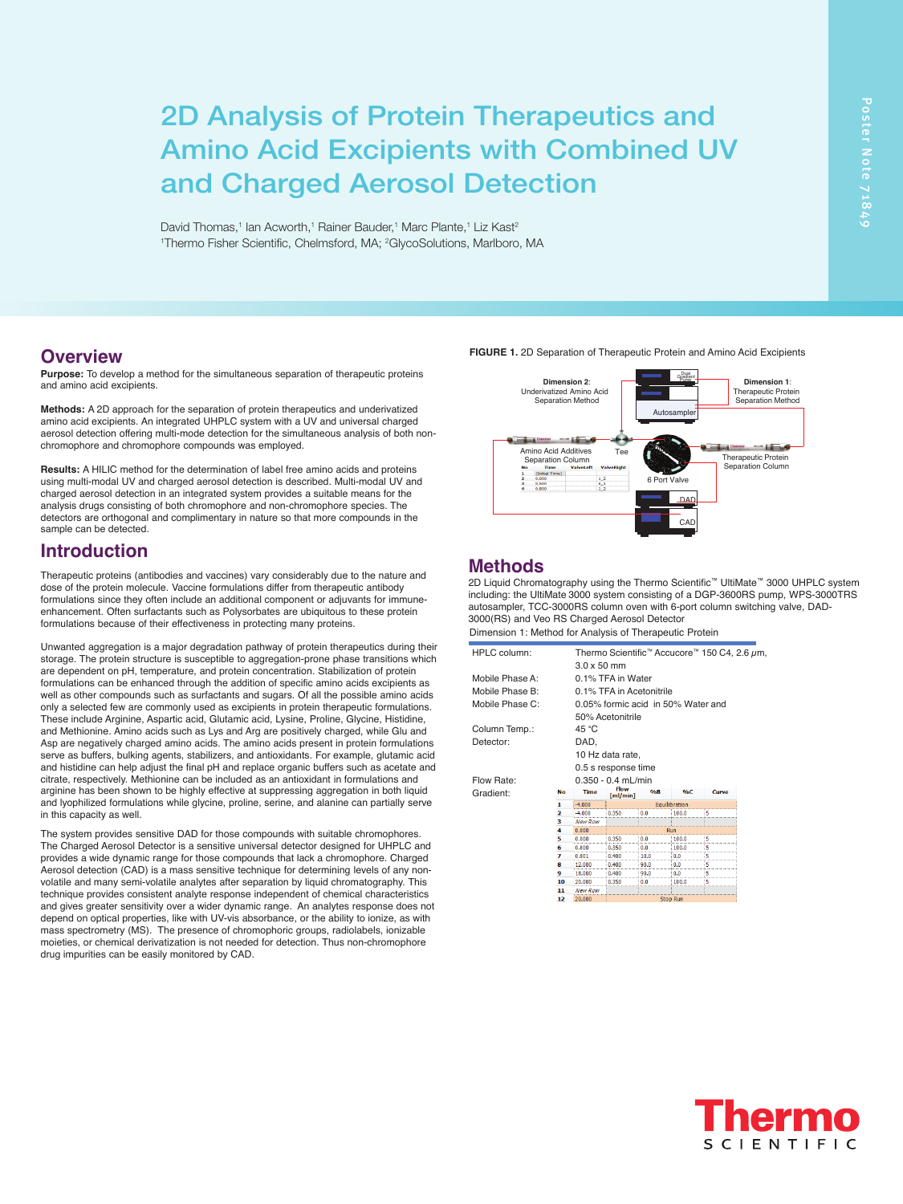# 2D Analysis of Protein Therapeutics and Amino Acid Excipients with Combined UV and Charged Aerosol Detection

David Thomas,[1] Ian Acworth,[1] Rainer Bauder,[1] Marc Plante,[1] Liz Kast[2]
[1]Thermo Fisher Scientific, Chelmsford, MA; [2]GlycoSolutions, Marlboro, MA

## Overview

**Purpose:** To develop a method for the simultaneous separation of therapeutic proteins and amino acid excipients.

**Methods:** A 2D approach for the separation of protein therapeutics and underivatized amino acid excipients. An integrated UHPLC system with a UV and universal charged aerosol detection offering multi-mode detection for the simultaneous analysis of both non-chromophore and chromophore compounds was employed.

**Results:** A HILIC method for the determination of label free amino acids and proteins using multi-modal UV and charged aerosol detection is described. Multi-modal UV and charged aerosol detection in an integrated system provides a suitable means for the analysis drugs consisting of both chromophore and non-chromophore species. The detectors are orthogonal and complimentary in nature so that more compounds in the sample can be detected.

## Introduction

Therapeutic proteins (antibodies and vaccines) vary considerably due to the nature and dose of the protein molecule. Vaccine formulations differ from therapeutic antibody formulations since they often include an additional component or adjuvants for immune-enhancement. Often surfactants such as Polysorbates are ubiquitous to these protein formulations because of their effectiveness in protecting many proteins.

Unwanted aggregation is a major degradation pathway of protein therapeutics during their storage. The protein structure is susceptible to aggregation-prone phase transitions which are dependent on pH, temperature, and protein concentration. Stabilization of protein formulations can be enhanced through the addition of specific amino acids excipients as well as other compounds such as surfactants and sugars. Of all the possible amino acids only a selected few are commonly used as excipients in protein therapeutic formulations. These include Arginine, Aspartic acid, Glutamic acid, Lysine, Proline, Glycine, Histidine, and Methionine. Amino acids such as Lys and Arg are positively charged, while Glu and Asp are negatively charged amino acids. The amino acids present in protein formulations serve as buffers, bulking agents, stabilizers, and antioxidants. For example, glutamic acid and histidine can help adjust the final pH and replace organic buffers such as acetate and citrate, respectively. Methionine can be included as an antioxidant in formulations and arginine has been shown to be highly effective at suppressing aggregation in both liquid and lyophilized formulations while glycine, proline, serine, and alanine can partially serve in this capacity as well.

The system provides sensitive DAD for those compounds with suitable chromophores. The Charged Aerosol Detector is a sensitive universal detector designed for UHPLC and provides a wide dynamic range for those compounds that lack a chromophore. Charged Aerosol detection (CAD) is a mass sensitive technique for determining levels of any non-volatile and many semi-volatile analytes after separation by liquid chromatography. This technique provides consistent analyte response independent of chemical characteristics and gives greater sensitivity over a wider dynamic range. An analytes response does not depend on optical properties, like with UV-vis absorbance, or the ability to ionize, as with mass spectrometry (MS). The presence of chromophoric groups, radiolabels, ionizable moieties, or chemical derivatization is not needed for detection. Thus non-chromophore drug impurities can be easily monitored by CAD.

**FIGURE 1.** 2D Separation of Therapeutic Protein and Amino Acid Excipients

## Methods

2D Liquid Chromatography using the Thermo Scientific™ UltiMate™ 3000 UHPLC system including: the UltiMate 3000 system consisting of a DGP-3600RS pump, WPS-3000TRS autosampler, TCC-3000RS column oven with 6-port column switching valve, DAD-3000(RS) and Veo RS Charged Aerosol Detector

Dimension 1: Method for Analysis of Therapeutic Protein

| | |
|---|---|
| HPLC column: | Thermo Scientific™ Accucore™ 150 C4, 2.6 µm, 3.0 x 50 mm |
| Mobile Phase A: | 0.1% TFA in Water |
| Mobile Phase B: | 0.1% TFA in Acetonitrile |
| Mobile Phase C: | 0.05% formic acid in 50% Water and 50% Acetonitrile |
| Column Temp.: | 45 °C |
| Detector: | DAD, 10 Hz data rate, 0.5 s response time |
| Flow Rate: | 0.350 - 0.4 mL/min |
| Gradient: | |

| No | Time | Flow [ml/min] | %B | %C | Curve |
|---|---|---|---|---|---|
| 1 | -4.000 | Equilibration | | | |
| 2 | -4.000 | 0.350 | 0.0 | 100.0 | 5 |
| 3 | New Row | | | | |
| 4 | 0.000 | Run | | | |
| 5 | 0.000 | 0.350 | 0.0 | 100.0 | 5 |
| 6 | 0.800 | 0.350 | 0.0 | 100.0 | 5 |
| 7 | 0.801 | 0.400 | 10.0 | 0.0 | 5 |
| 8 | 12.000 | 0.400 | 90.0 | 0.0 | 5 |
| 9 | 18.000 | 0.400 | 90.0 | 0.0 | 5 |
| 10 | 20.000 | 0.350 | 0.0 | 100.0 | 5 |
| 11 | New Row | | | | |
| 12 | 20.000 | Stop Run | | | |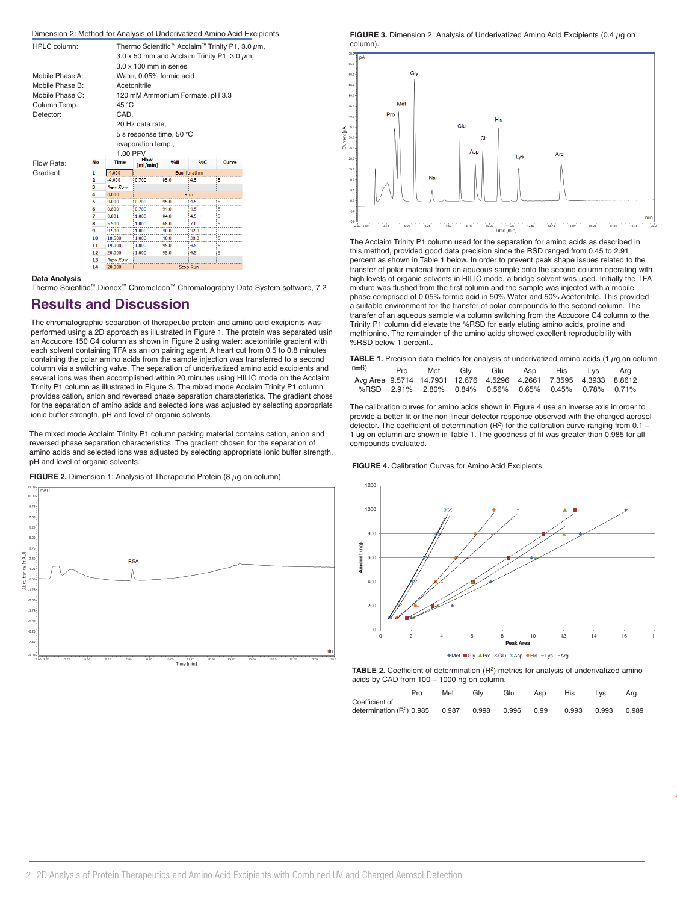Dimension 2: Method for Analysis of Underivatized Amino Acid Excipients

| | |
|---|---|
| HPLC column: | Thermo Scientific™ Acclaim™ Trinity P1, 3.0 μm, 3.0 x 50 mm and Acclaim Trinity P1, 3.0 μm, 3.0 x 100 mm in series |
| Mobile Phase A: | Water, 0.05% formic acid |
| Mobile Phase B: | Acetonitrile |
| Mobile Phase C: | 120 mM Ammonium Formate, pH 3.3 |
| Column Temp.: | 45 °C |
| Detector: | CAD, 20 Hz data rate, 5 s response time, 50 °C evaporation temp., 1.00 PFV |
| Flow Rate: | |
| Gradient: | |

| No | Time | Flow [ml/min] | %B | %C | Curve |
|---|---|---|---|---|---|
| 1 | -4.000 | Equilibration | | | |
| 2 | -4.000 | 0.700 | 95.0 | 4.5 | 5 |
| 3 | New Row | | | | |
| 4 | 0.000 | Run | | | |
| 5 | 0.000 | 0.700 | 95.0 | 4.5 | 5 |
| 6 | 0.800 | 0.700 | 94.0 | 4.5 | 5 |
| 7 | 0.801 | 1.000 | 94.0 | 4.5 | 5 |
| 8 | 5.500 | 1.000 | 68.0 | 7.0 | 5 |
| 9 | 9.500 | 1.000 | 40.0 | 32.0 | 5 |
| 10 | 18.500 | 1.000 | 40.0 | 38.0 | 5 |
| 11 | 19.000 | 1.000 | 95.0 | 4.5 | 5 |
| 12 | 20.000 | 1.000 | 95.0 | 4.5 | 5 |
| 13 | New Row | | | | |
| 14 | 20.000 | Stop Run | | | |

**Data Analysis**

Thermo Scientific™ Dionex™ Chromeleon™ Chromatography Data System software, 7.2

## Results and Discussion

The chromatographic separation of therapeutic protein and amino acid excipients was performed using a 2D approach as illustrated in Figure 1. The protein was separated usin an Accucore 150 C4 column as shown in Figure 2 using water: acetonitrile gradient with each solvent containing TFA as an ion pairing agent. A heart cut from 0.5 to 0.8 minutes containing the polar amino acids from the sample injection was transferred to a second column via a switching valve. The separation of underivatized amino acid excipients and several ions was then accomplished within 20 minutes using HILIC mode on the Acclaim Trinity P1 column as illustrated in Figure 3. The mixed mode Acclaim Trinity P1 column provides cation, anion and reversed phase separation characteristics. The gradient chose for the separation of amino acids and selected ions was adjusted by selecting appropriate ionic buffer strength, pH and level of organic solvents.

The mixed mode Acclaim Trinity P1 column packing material contains cation, anion and reversed phase separation characteristics. The gradient chosen for the separation of amino acids and selected ions was adjusted by selecting appropriate ionic buffer strength, pH and level of organic solvents.

**FIGURE 2.** Dimension 1: Analysis of Therapeutic Protein (8 μg on column).

**FIGURE 3.** Dimension 2: Analysis of Underivatized Amino Acid Excipients (0.4 μg on column).

The Acclaim Trinity P1 column used for the separation for amino acids as described in this method, provided good data precision since the RSD ranged from 0.45 to 2.91 percent as shown in Table 1 below. In order to prevent peak shape issues related to the transfer of polar material from an aqueous sample onto the second column operating with high levels of organic solvents in HILIC mode, a bridge solvent was used. Initially the TFA mixture was flushed from the first column and the sample was injected with a mobile phase comprised of 0.05% formic acid in 50% Water and 50% Acetonitrile. This provided a suitable environment for the transfer of polar compounds to the second column. The transfer of an aqueous sample via column switching from the Accucore C4 column to the Trinity P1 column did elevate the %RSD for early eluting amino acids, proline and methionine. The remainder of the amino acids showed excellent reproducibility with %RSD below 1 percent..

**TABLE 1.** Precision data metrics for analysis of underivatized amino acids (1 μg on column n=6)

| | Pro | Met | Gly | Glu | Asp | His | Lys | Arg |
|---|---|---|---|---|---|---|---|---|
| Avg Area | 9.5714 | 14.7931 | 12.676 | 4.5296 | 4.2661 | 7.3595 | 4.3933 | 8.8612 |
| %RSD | 2.91% | 2.80% | 0.84% | 0.56% | 0.65% | 0.45% | 0.78% | 0.71% |

The calibration curves for amino acids shown in Figure 4 use an inverse axis in order to provide a better fit or the non-linear detector response observed with the charged aerosol detector. The coefficient of determination ($R^2$) for the calibration curve ranging from 0.1 – 1 ug on column are shown in Table 1. The goodness of fit was greater than 0.985 for all compounds evaluated.

**FIGURE 4.** Calibration Curves for Amino Acid Excipients

**TABLE 2.** Coefficient of determination ($R^2$) metrics for analysis of underivatized amino acids by CAD from 100 – 1000 ng on column.

| | Pro | Met | Gly | Glu | Asp | His | Lys | Arg |
|---|---|---|---|---|---|---|---|---|
| Coefficient of determination ($R^2$) | 0.985 | 0.987 | 0.998 | 0.996 | 0.99 | 0.993 | 0.993 | 0.989 |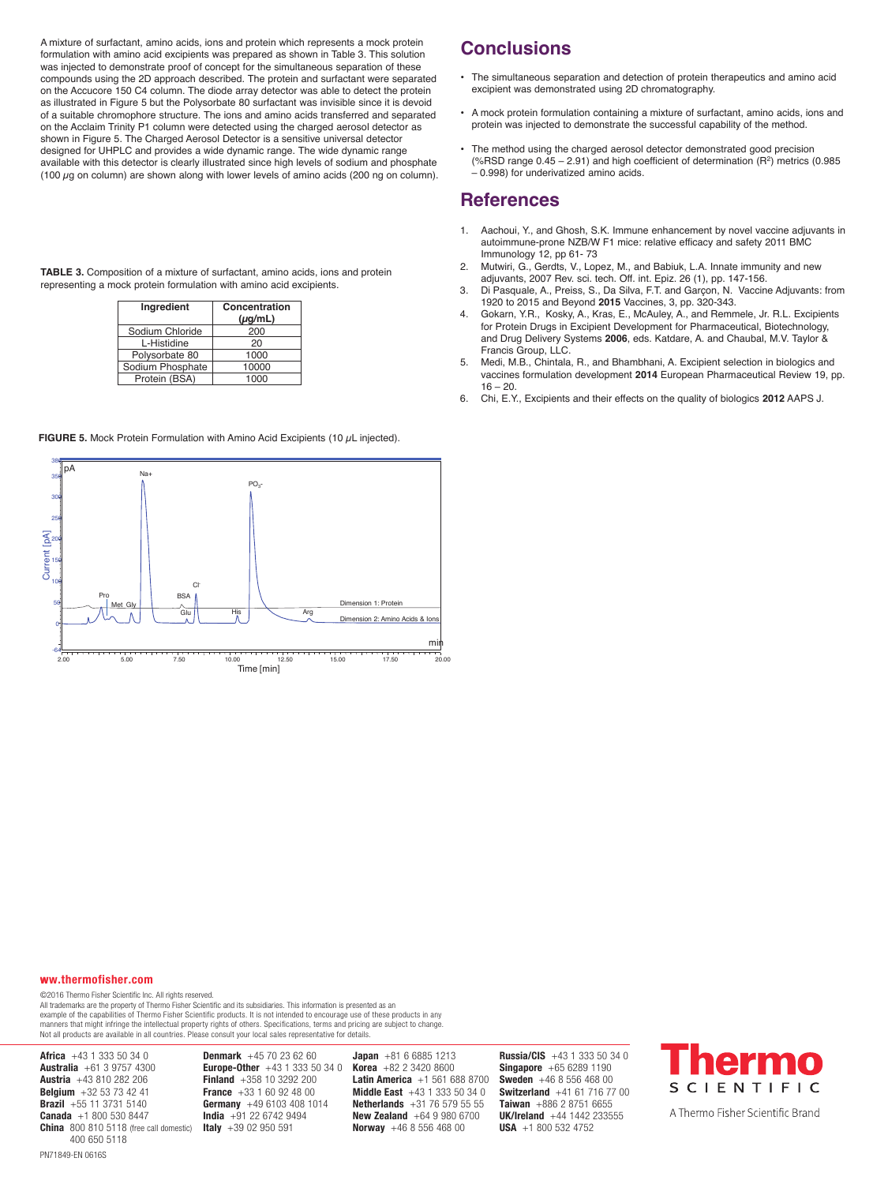A mixture of surfactant, amino acids, ions and protein which represents a mock protein formulation with amino acid excipients was prepared as shown in Table 3. This solution was injected to demonstrate proof of concept for the simultaneous separation of these compounds using the 2D approach described. The protein and surfactant were separated on the Accucore 150 C4 column. The diode array detector was able to detect the protein as illustrated in Figure 5 but the Polysorbate 80 surfactant was invisible since it is devoid of a suitable chromophore structure. The ions and amino acids transferred and separated on the Acclaim Trinity P1 column were detected using the charged aerosol detector as shown in Figure 5. The Charged Aerosol Detector is a sensitive universal detector designed for UHPLC and provides a wide dynamic range. The wide dynamic range available with this detector is clearly illustrated since high levels of sodium and phosphate (100 μg on column) are shown along with lower levels of amino acids (200 ng on column).

**TABLE 3.** Composition of a mixture of surfactant, amino acids, ions and protein representing a mock protein formulation with amino acid excipients.

| Ingredient | Concentration (μg/mL) |
|---|---|
| Sodium Chloride | 200 |
| L-Histidine | 20 |
| Polysorbate 80 | 1000 |
| Sodium Phosphate | 10000 |
| Protein (BSA) | 1000 |

**FIGURE 5.** Mock Protein Formulation with Amino Acid Excipients (10 μL injected).

pA
Current [pA]
Na+
$PO_4^-$
Cl-
Pro
Met Gly
BSA
Glu
His
Arg
Dimension 1: Protein
Dimension 2: Amino Acids & Ions
min
2.00 5.00 7.50 10.00 12.50 15.00 17.50 20.00
Time [min]

## Conclusions

- The simultaneous separation and detection of protein therapeutics and amino acid excipient was demonstrated using 2D chromatography.
- A mock protein formulation containing a mixture of surfactant, amino acids, ions and protein was injected to demonstrate the successful capability of the method.
- The method using the charged aerosol detector demonstrated good precision (%RSD range 0.45 – 2.91) and high coefficient of determination ($R^2$) metrics (0.985 – 0.998) for underivatized amino acids.

## References

1. Aachoui, Y., and Ghosh, S.K. Immune enhancement by novel vaccine adjuvants in autoimmune-prone NZB/W F1 mice: relative efficacy and safety 2011 BMC Immunology 12, pp 61- 73
2. Mutwiri, G., Gerdts, V., Lopez, M., and Babiuk, L.A. Innate immunity and new adjuvants, 2007 Rev. sci. tech. Off. int. Epiz. 26 (1), pp. 147-156.
3. Di Pasquale, A., Preiss, S., Da Silva, F.T. and Garçon, N. Vaccine Adjuvants: from 1920 to 2015 and Beyond **2015** Vaccines, 3, pp. 320-343.
4. Gokarn, Y.R., Kosky, A., Kras, E., McAuley, A., and Remmele, Jr. R.L. Excipients for Protein Drugs in Excipient Development for Pharmaceutical, Biotechnology, and Drug Delivery Systems **2006**, eds. Katdare, A. and Chaubal, M.V. Taylor & Francis Group, LLC.
5. Medi, M.B., Chintala, R., and Bhambhani, A. Excipient selection in biologics and vaccines formulation development **2014** European Pharmaceutical Review 19, pp. 16 – 20.
6. Chi, E.Y., Excipients and their effects on the quality of biologics **2012** AAPS J.

**www.thermofisher.com**

©2016 Thermo Fisher Scientific Inc. All rights reserved.
All trademarks are the property of Thermo Fisher Scientific and its subsidiaries. This information is presented as an example of the capabilities of Thermo Fisher Scientific products. It is not intended to encourage use of these products in any manners that might infringe the intellectual property rights of others. Specifications, terms and pricing are subject to change. Not all products are available in all countries. Please consult your local sales representative for details.

**Africa** +43 1 333 50 34 0
**Australia** +61 3 9757 4300
**Austria** +43 810 282 206
**Belgium** +32 53 73 42 41
**Brazil** +55 11 3731 5140
**Canada** +1 800 530 8447
**China** 800 810 5118 (free call domestic) 400 650 5118
**Denmark** +45 70 23 62 60
**Europe-Other** +43 1 333 50 34 0
**Finland** +358 10 3292 200
**France** +33 1 60 92 48 00
**Germany** +49 6103 408 1014
**India** +91 22 6742 9494
**Italy** +39 02 950 591
**Japan** +81 6 6885 1213
**Korea** +82 2 3420 8600
**Latin America** +1 561 688 8700
**Middle East** +43 1 333 50 34 0
**Netherlands** +31 76 579 55 55
**New Zealand** +64 9 980 6700
**Norway** +46 8 556 468 00
**Russia/CIS** +43 1 333 50 34 0
**Singapore** +65 6289 1190
**Sweden** +46 8 556 468 00
**Switzerland** +41 61 716 77 00
**Taiwan** +886 2 8751 6655
**UK/Ireland** +44 1442 233555
**USA** +1 800 532 4752

Thermo SCIENTIFIC
A Thermo Fisher Scientific Brand

PN71849-EN 0616S